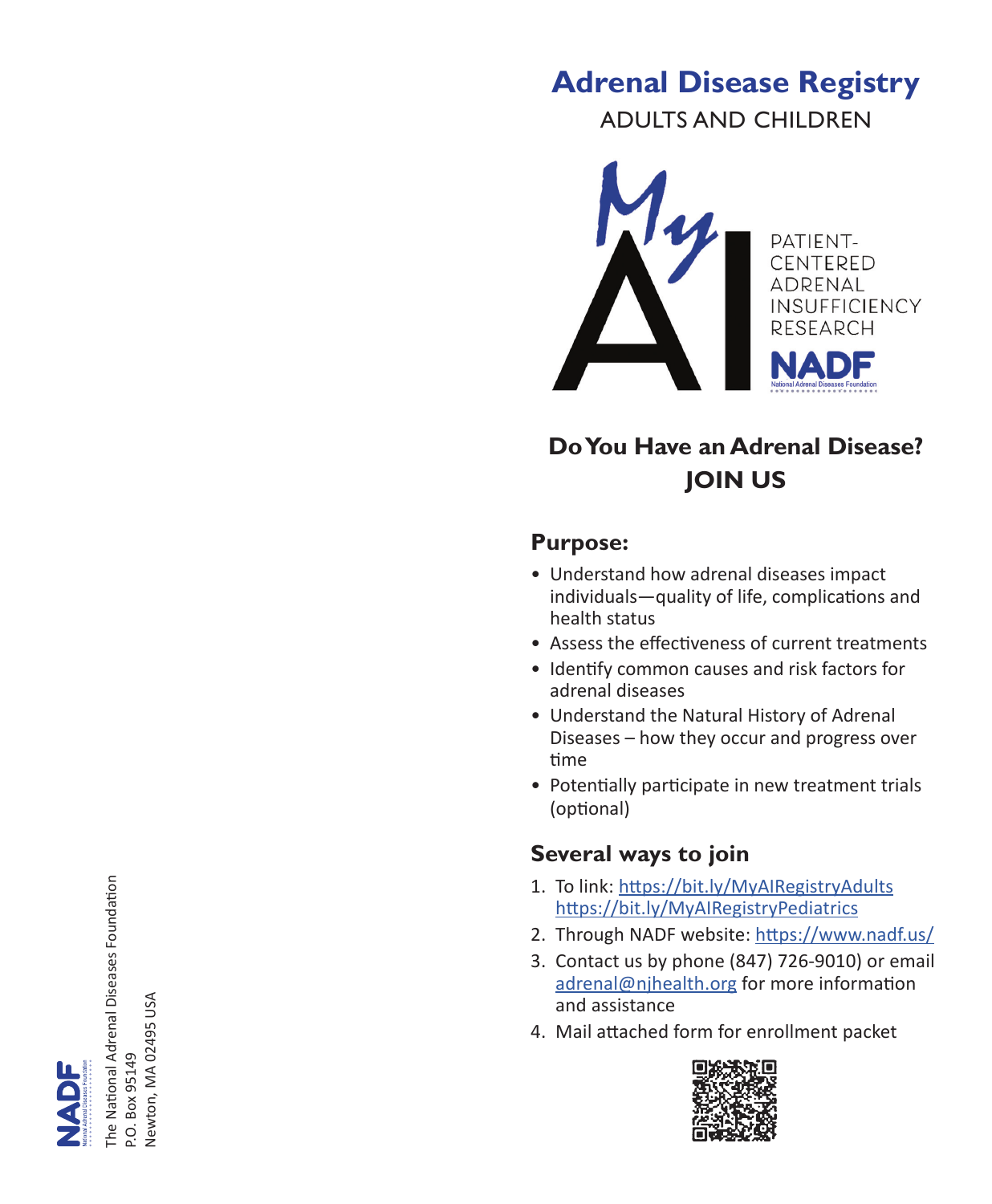# Adrenal Disease Registry

ADULTS AND CHILDREN

My AI

PATIENT-CENTERED ADRENAL INSUFFICIENCY RESEARCH

NADF

National Adrenal Diseases Foundation

## Do You Have an Adrenal Disease? JOIN US

### Purpose:

- Understand how adrenal diseases impact individuals—quality of life, complications and health status
- Assess the effectiveness of current treatments
- Identify common causes and risk factors for adrenal diseases
- Understand the Natural History of Adrenal Diseases – how they occur and progress over time
- Potentially participate in new treatment trials (optional)

### Several ways to join

1. To link: https://bit.ly/MyAIRegistryAdults https://bit.ly/MyAIRegistryPediatrics
2. Through NADF website: https://www.nadf.us/
3. Contact us by phone (847) 726-9010) or email adrenal@njhealth.org for more information and assistance
4. Mail attached form for enrollment packet

NADF
National Adrenal Diseases Foundation

The National Adrenal Diseases Foundation
P.O. Box 95149
Newton, MA 02495 USA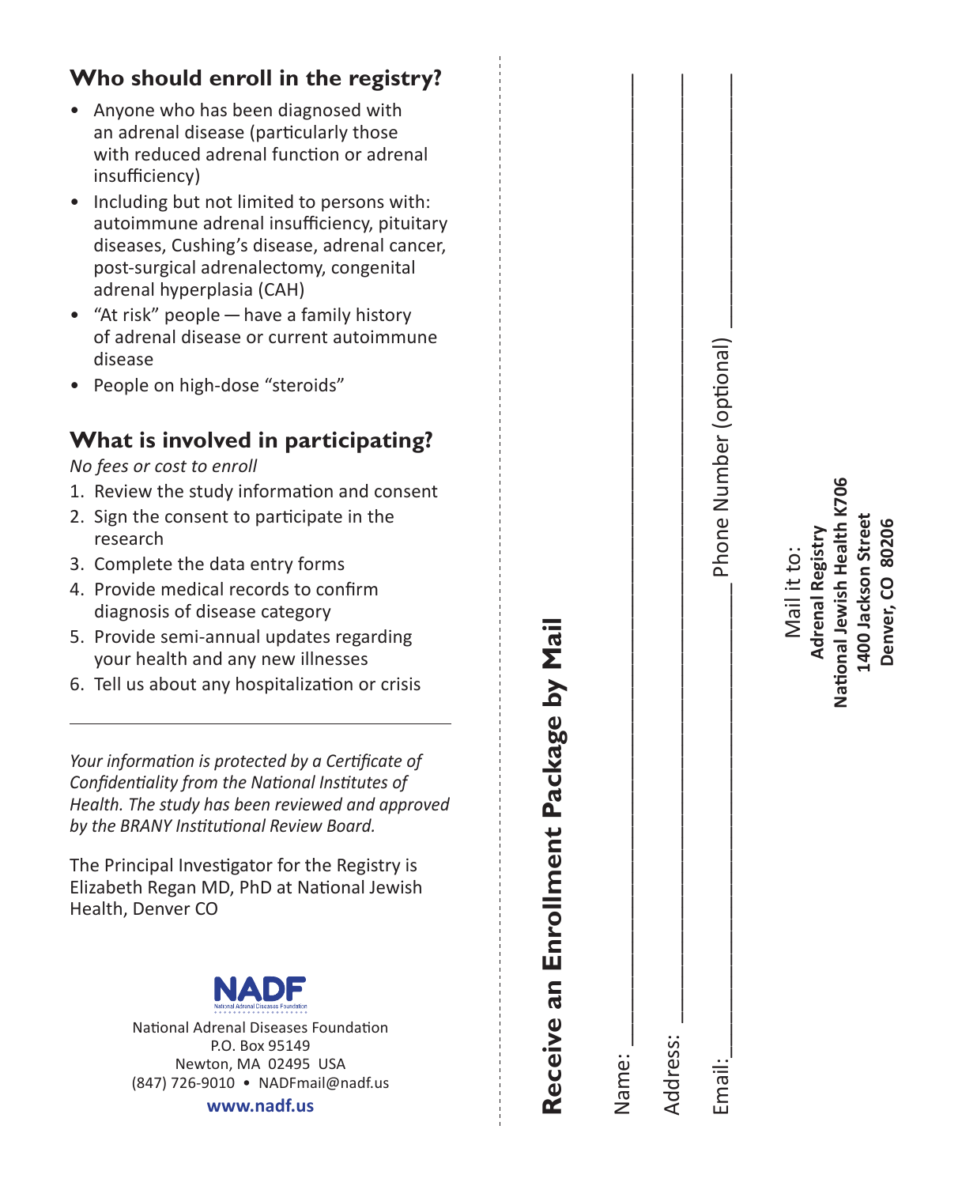## Who should enroll in the registry?

- Anyone who has been diagnosed with an adrenal disease (particularly those with reduced adrenal function or adrenal insufficiency)
- Including but not limited to persons with: autoimmune adrenal insufficiency, pituitary diseases, Cushing's disease, adrenal cancer, post-surgical adrenalectomy, congenital adrenal hyperplasia (CAH)
- "At risk" people — have a family history of adrenal disease or current autoimmune disease
- People on high-dose "steroids"

## What is involved in participating?

*No fees or cost to enroll*

1. Review the study information and consent
2. Sign the consent to participate in the research
3. Complete the data entry forms
4. Provide medical records to confirm diagnosis of disease category
5. Provide semi-annual updates regarding your health and any new illnesses
6. Tell us about any hospitalization or crisis

---

*Your information is protected by a Certificate of Confidentiality from the National Institutes of Health. The study has been reviewed and approved by the BRANY Institutional Review Board.*

The Principal Investigator for the Registry is Elizabeth Regan MD, PhD at National Jewish Health, Denver CO

NADF
National Adrenal Diseases Foundation

National Adrenal Diseases Foundation
P.O. Box 95149
Newton, MA 02495 USA
(847) 726-9010 • NADFmail@nadf.us
**www.nadf.us**

## Receive an Enrollment Package by Mail

Name: ______________________________

Address: ______________________________

Email: ______________ Phone Number (optional) ______________

Mail it to:
**Adrenal Registry**
**National Jewish Health K706**
**1400 Jackson Street**
**Denver, CO 80206**